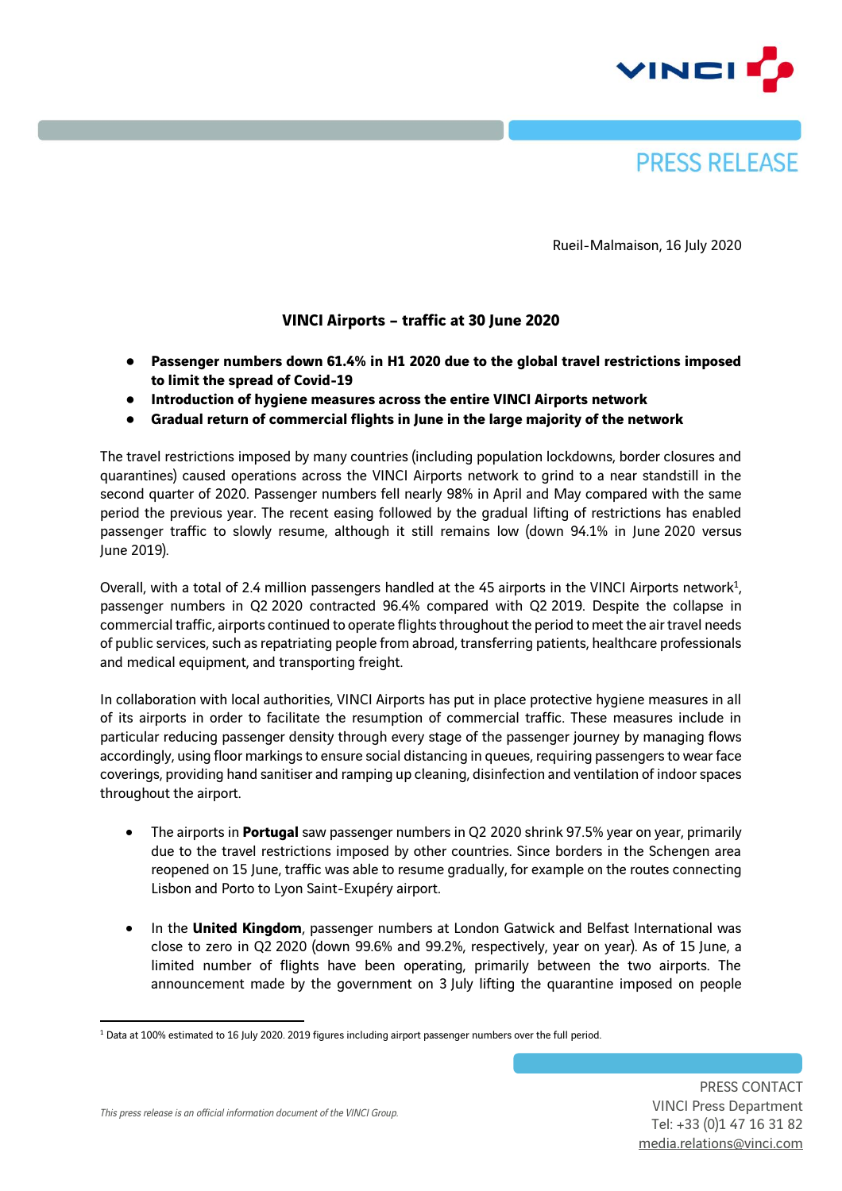PRESS RELEASE

Rueil-Malmaison, 16 July 2020

## VINCI Airports – traffic at 30 June 2020

- **Passenger numbers down 61.4% in H1 2020 due to the global travel restrictions imposed to limit the spread of Covid-19**
- **Introduction of hygiene measures across the entire VINCI Airports network**
- **Gradual return of commercial flights in June in the large majority of the network**

The travel restrictions imposed by many countries (including population lockdowns, border closures and quarantines) caused operations across the VINCI Airports network to grind to a near standstill in the second quarter of 2020. Passenger numbers fell nearly 98% in April and May compared with the same period the previous year. The recent easing followed by the gradual lifting of restrictions has enabled passenger traffic to slowly resume, although it still remains low (down 94.1% in June 2020 versus June 2019).

Overall, with a total of 2.4 million passengers handled at the 45 airports in the VINCI Airports network[1], passenger numbers in Q2 2020 contracted 96.4% compared with Q2 2019. Despite the collapse in commercial traffic, airports continued to operate flights throughout the period to meet the air travel needs of public services, such as repatriating people from abroad, transferring patients, healthcare professionals and medical equipment, and transporting freight.

In collaboration with local authorities, VINCI Airports has put in place protective hygiene measures in all of its airports in order to facilitate the resumption of commercial traffic. These measures include in particular reducing passenger density through every stage of the passenger journey by managing flows accordingly, using floor markings to ensure social distancing in queues, requiring passengers to wear face coverings, providing hand sanitiser and ramping up cleaning, disinfection and ventilation of indoor spaces throughout the airport.

- The airports in **Portugal** saw passenger numbers in Q2 2020 shrink 97.5% year on year, primarily due to the travel restrictions imposed by other countries. Since borders in the Schengen area reopened on 15 June, traffic was able to resume gradually, for example on the routes connecting Lisbon and Porto to Lyon Saint-Exupéry airport.

- In the **United Kingdom**, passenger numbers at London Gatwick and Belfast International was close to zero in Q2 2020 (down 99.6% and 99.2%, respectively, year on year). As of 15 June, a limited number of flights have been operating, primarily between the two airports. The announcement made by the government on 3 July lifting the quarantine imposed on people

[1] Data at 100% estimated to 16 July 2020. 2019 figures including airport passenger numbers over the full period.

*This press release is an official information document of the VINCI Group.*

PRESS CONTACT
VINCI Press Department
Tel: +33 (0)1 47 16 31 82
media.relations@vinci.com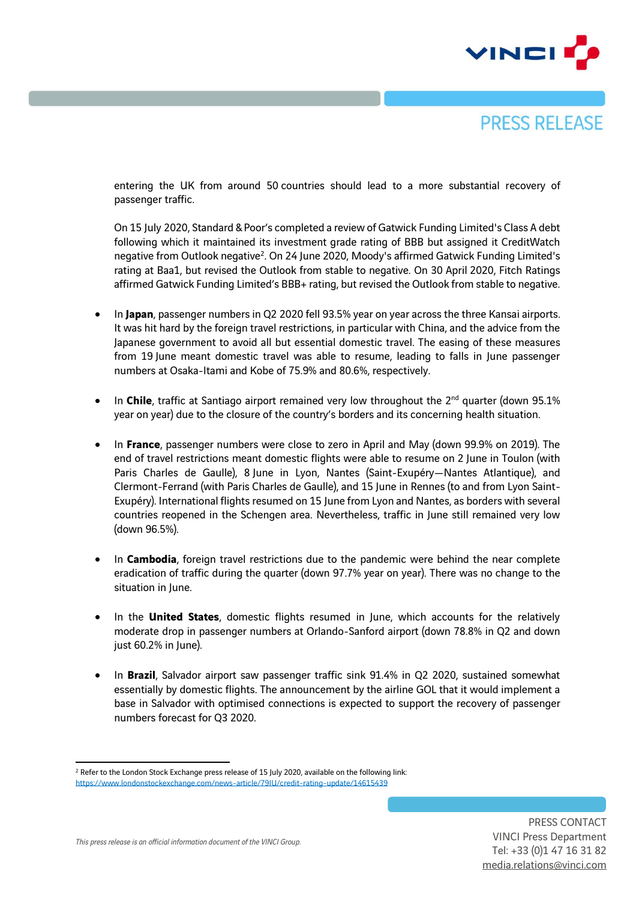entering the UK from around 50 countries should lead to a more substantial recovery of passenger traffic.

On 15 July 2020, Standard & Poor's completed a review of Gatwick Funding Limited's Class A debt following which it maintained its investment grade rating of BBB but assigned it CreditWatch negative from Outlook negative[2]. On 24 June 2020, Moody's affirmed Gatwick Funding Limited's rating at Baa1, but revised the Outlook from stable to negative. On 30 April 2020, Fitch Ratings affirmed Gatwick Funding Limited's BBB+ rating, but revised the Outlook from stable to negative.

- In **Japan**, passenger numbers in Q2 2020 fell 93.5% year on year across the three Kansai airports. It was hit hard by the foreign travel restrictions, in particular with China, and the advice from the Japanese government to avoid all but essential domestic travel. The easing of these measures from 19 June meant domestic travel was able to resume, leading to falls in June passenger numbers at Osaka-Itami and Kobe of 75.9% and 80.6%, respectively.

- In **Chile**, traffic at Santiago airport remained very low throughout the 2nd quarter (down 95.1% year on year) due to the closure of the country's borders and its concerning health situation.

- In **France**, passenger numbers were close to zero in April and May (down 99.9% on 2019). The end of travel restrictions meant domestic flights were able to resume on 2 June in Toulon (with Paris Charles de Gaulle), 8 June in Lyon, Nantes (Saint-Exupéry—Nantes Atlantique), and Clermont-Ferrand (with Paris Charles de Gaulle), and 15 June in Rennes (to and from Lyon Saint-Exupéry). International flights resumed on 15 June from Lyon and Nantes, as borders with several countries reopened in the Schengen area. Nevertheless, traffic in June still remained very low (down 96.5%).

- In **Cambodia**, foreign travel restrictions due to the pandemic were behind the near complete eradication of traffic during the quarter (down 97.7% year on year). There was no change to the situation in June.

- In the **United States**, domestic flights resumed in June, which accounts for the relatively moderate drop in passenger numbers at Orlando-Sanford airport (down 78.8% in Q2 and down just 60.2% in June).

- In **Brazil**, Salvador airport saw passenger traffic sink 91.4% in Q2 2020, sustained somewhat essentially by domestic flights. The announcement by the airline GOL that it would implement a base in Salvador with optimised connections is expected to support the recovery of passenger numbers forecast for Q3 2020.

[2] Refer to the London Stock Exchange press release of 15 July 2020, available on the following link: https://www.londonstockexchange.com/news-article/79IU/credit-rating-update/14615439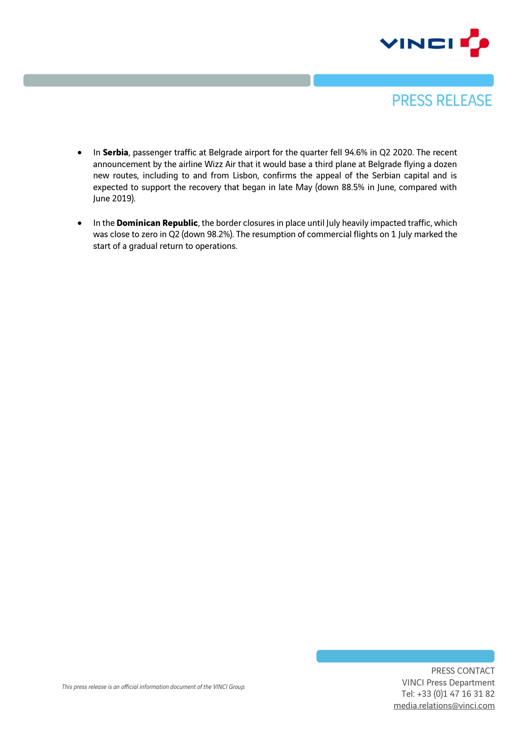- In **Serbia**, passenger traffic at Belgrade airport for the quarter fell 94.6% in Q2 2020. The recent announcement by the airline Wizz Air that it would base a third plane at Belgrade flying a dozen new routes, including to and from Lisbon, confirms the appeal of the Serbian capital and is expected to support the recovery that began in late May (down 88.5% in June, compared with June 2019).

- In the **Dominican Republic**, the border closures in place until July heavily impacted traffic, which was close to zero in Q2 (down 98.2%). The resumption of commercial flights on 1 July marked the start of a gradual return to operations.

*This press release is an official information document of the VINCI Group.*

PRESS CONTACT
VINCI Press Department
Tel: +33 (0)1 47 16 31 82
media.relations@vinci.com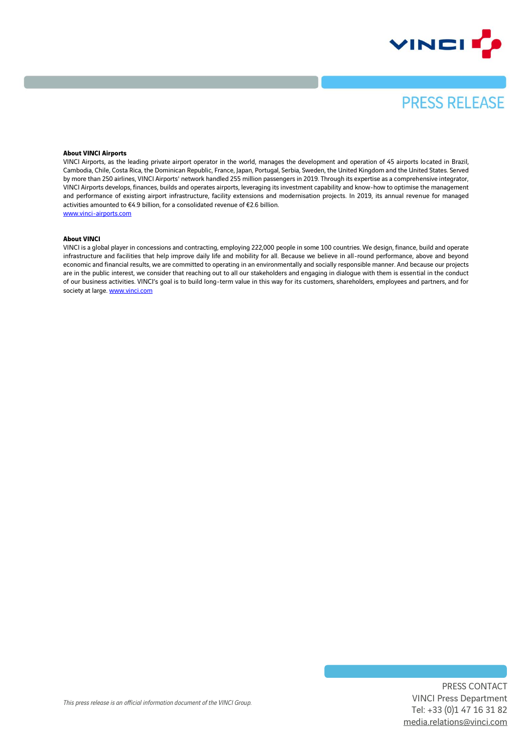**About VINCI Airports**

VINCI Airports, as the leading private airport operator in the world, manages the development and operation of 45 airports located in Brazil, Cambodia, Chile, Costa Rica, the Dominican Republic, France, Japan, Portugal, Serbia, Sweden, the United Kingdom and the United States. Served by more than 250 airlines, VINCI Airports' network handled 255 million passengers in 2019. Through its expertise as a comprehensive integrator, VINCI Airports develops, finances, builds and operates airports, leveraging its investment capability and know-how to optimise the management and performance of existing airport infrastructure, facility extensions and modernisation projects. In 2019, its annual revenue for managed activities amounted to €4.9 billion, for a consolidated revenue of €2.6 billion.
www.vinci-airports.com

**About VINCI**

VINCI is a global player in concessions and contracting, employing 222,000 people in some 100 countries. We design, finance, build and operate infrastructure and facilities that help improve daily life and mobility for all. Because we believe in all-round performance, above and beyond economic and financial results, we are committed to operating in an environmentally and socially responsible manner. And because our projects are in the public interest, we consider that reaching out to all our stakeholders and engaging in dialogue with them is essential in the conduct of our business activities. VINCI's goal is to build long-term value in this way for its customers, shareholders, employees and partners, and for society at large. www.vinci.com

*This press release is an official information document of the VINCI Group.*

PRESS CONTACT
VINCI Press Department
Tel: +33 (0)1 47 16 31 82
media.relations@vinci.com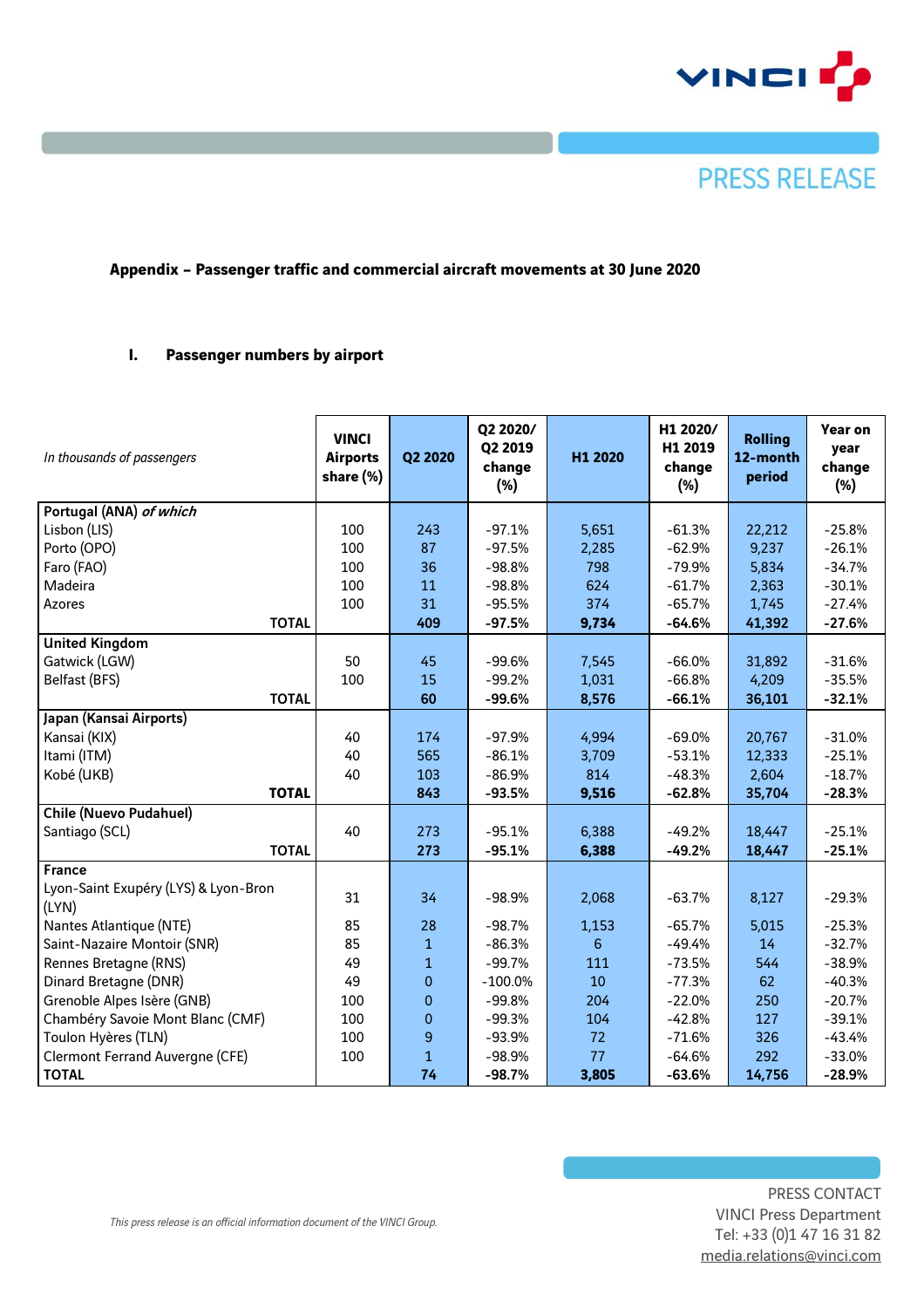PRESS RELEASE

**Appendix – Passenger traffic and commercial aircraft movements at 30 June 2020**

## I. Passenger numbers by airport

| *In thousands of passengers* | VINCI Airports share (%) | Q2 2020 | Q2 2020/ Q2 2019 change (%) | H1 2020 | H1 2020/ H1 2019 change (%) | Rolling 12-month period | Year on year change (%) |
|---|---|---|---|---|---|---|---|
| **Portugal (ANA)** ***of which*** | | | | | | | |
| Lisbon (LIS) | 100 | 243 | -97.1% | 5,651 | -61.3% | 22,212 | -25.8% |
| Porto (OPO) | 100 | 87 | -97.5% | 2,285 | -62.9% | 9,237 | -26.1% |
| Faro (FAO) | 100 | 36 | -98.8% | 798 | -79.9% | 5,834 | -34.7% |
| Madeira | 100 | 11 | -98.8% | 624 | -61.7% | 2,363 | -30.1% |
| Azores | 100 | 31 | -95.5% | 374 | -65.7% | 1,745 | -27.4% |
| **TOTAL** | | **409** | **-97.5%** | **9,734** | **-64.6%** | **41,392** | **-27.6%** |
| **United Kingdom** | | | | | | | |
| Gatwick (LGW) | 50 | 45 | -99.6% | 7,545 | -66.0% | 31,892 | -31.6% |
| Belfast (BFS) | 100 | 15 | -99.2% | 1,031 | -66.8% | 4,209 | -35.5% |
| **TOTAL** | | **60** | **-99.6%** | **8,576** | **-66.1%** | **36,101** | **-32.1%** |
| **Japan (Kansai Airports)** | | | | | | | |
| Kansai (KIX) | 40 | 174 | -97.9% | 4,994 | -69.0% | 20,767 | -31.0% |
| Itami (ITM) | 40 | 565 | -86.1% | 3,709 | -53.1% | 12,333 | -25.1% |
| Kobé (UKB) | 40 | 103 | -86.9% | 814 | -48.3% | 2,604 | -18.7% |
| **TOTAL** | | **843** | **-93.5%** | **9,516** | **-62.8%** | **35,704** | **-28.3%** |
| **Chile (Nuevo Pudahuel)** | | | | | | | |
| Santiago (SCL) | 40 | 273 | -95.1% | 6,388 | -49.2% | 18,447 | -25.1% |
| **TOTAL** | | **273** | **-95.1%** | **6,388** | **-49.2%** | **18,447** | **-25.1%** |
| **France** | | | | | | | |
| Lyon-Saint Exupéry (LYS) & Lyon-Bron (LYN) | 31 | 34 | -98.9% | 2,068 | -63.7% | 8,127 | -29.3% |
| Nantes Atlantique (NTE) | 85 | 28 | -98.7% | 1,153 | -65.7% | 5,015 | -25.3% |
| Saint-Nazaire Montoir (SNR) | 85 | 1 | -86.3% | 6 | -49.4% | 14 | -32.7% |
| Rennes Bretagne (RNS) | 49 | 1 | -99.7% | 111 | -73.5% | 544 | -38.9% |
| Dinard Bretagne (DNR) | 49 | 0 | -100.0% | 10 | -77.3% | 62 | -40.3% |
| Grenoble Alpes Isère (GNB) | 100 | 0 | -99.8% | 204 | -22.0% | 250 | -20.7% |
| Chambéry Savoie Mont Blanc (CMF) | 100 | 0 | -99.3% | 104 | -42.8% | 127 | -39.1% |
| Toulon Hyères (TLN) | 100 | 9 | -93.9% | 72 | -71.6% | 326 | -43.4% |
| Clermont Ferrand Auvergne (CFE) | 100 | 1 | -98.9% | 77 | -64.6% | 292 | -33.0% |
| **TOTAL** | | **74** | **-98.7%** | **3,805** | **-63.6%** | **14,756** | **-28.9%** |

*This press release is an official information document of the VINCI Group.*

PRESS CONTACT
VINCI Press Department
Tel: +33 (0)1 47 16 31 82
media.relations@vinci.com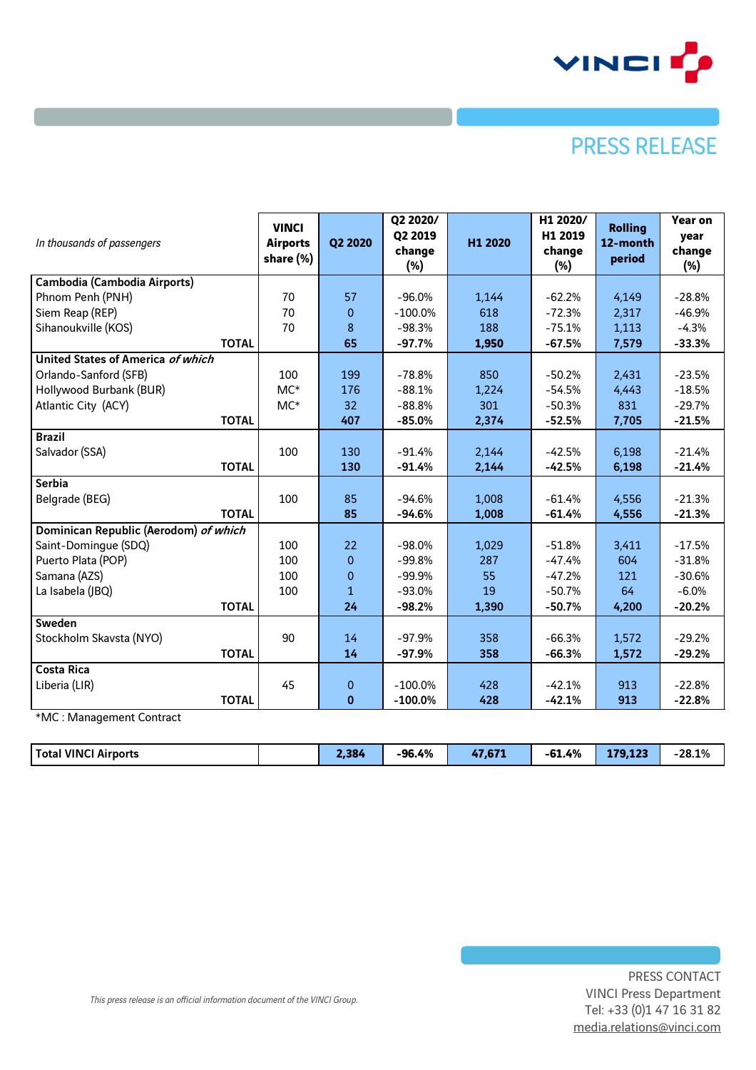# PRESS RELEASE

| *In thousands of passengers* | VINCI Airports share (%) | Q2 2020 | Q2 2020/ Q2 2019 change (%) | H1 2020 | H1 2020/ H1 2019 change (%) | Rolling 12-month period | Year on year change (%) |
|---|---|---|---|---|---|---|---|
| **Cambodia (Cambodia Airports)** | | | | | | | |
| Phnom Penh (PNH) | 70 | 57 | -96.0% | 1,144 | -62.2% | 4,149 | -28.8% |
| Siem Reap (REP) | 70 | 0 | -100.0% | 618 | -72.3% | 2,317 | -46.9% |
| Sihanoukville (KOS) | 70 | 8 | -98.3% | 188 | -75.1% | 1,113 | -4.3% |
| **TOTAL** | | **65** | **-97.7%** | **1,950** | **-67.5%** | **7,579** | **-33.3%** |
| **United States of America *of which*** | | | | | | | |
| Orlando-Sanford (SFB) | 100 | 199 | -78.8% | 850 | -50.2% | 2,431 | -23.5% |
| Hollywood Burbank (BUR) | MC* | 176 | -88.1% | 1,224 | -54.5% | 4,443 | -18.5% |
| Atlantic City (ACY) | MC* | 32 | -88.8% | 301 | -50.3% | 831 | -29.7% |
| **TOTAL** | | **407** | **-85.0%** | **2,374** | **-52.5%** | **7,705** | **-21.5%** |
| **Brazil** | | | | | | | |
| Salvador (SSA) | 100 | 130 | -91.4% | 2,144 | -42.5% | 6,198 | -21.4% |
| **TOTAL** | | **130** | **-91.4%** | **2,144** | **-42.5%** | **6,198** | **-21.4%** |
| **Serbia** | | | | | | | |
| Belgrade (BEG) | 100 | 85 | -94.6% | 1,008 | -61.4% | 4,556 | -21.3% |
| **TOTAL** | | **85** | **-94.6%** | **1,008** | **-61.4%** | **4,556** | **-21.3%** |
| **Dominican Republic (Aerodom) *of which*** | | | | | | | |
| Saint-Domingue (SDQ) | 100 | 22 | -98.0% | 1,029 | -51.8% | 3,411 | -17.5% |
| Puerto Plata (POP) | 100 | 0 | -99.8% | 287 | -47.4% | 604 | -31.8% |
| Samana (AZS) | 100 | 0 | -99.9% | 55 | -47.2% | 121 | -30.6% |
| La Isabela (JBQ) | 100 | 1 | -93.0% | 19 | -50.7% | 64 | -6.0% |
| **TOTAL** | | **24** | **-98.2%** | **1,390** | **-50.7%** | **4,200** | **-20.2%** |
| **Sweden** | | | | | | | |
| Stockholm Skavsta (NYO) | 90 | 14 | -97.9% | 358 | -66.3% | 1,572 | -29.2% |
| **TOTAL** | | **14** | **-97.9%** | **358** | **-66.3%** | **1,572** | **-29.2%** |
| **Costa Rica** | | | | | | | |
| Liberia (LIR) | 45 | 0 | -100.0% | 428 | -42.1% | 913 | -22.8% |
| **TOTAL** | | **0** | **-100.0%** | **428** | **-42.1%** | **913** | **-22.8%** |

*MC : Management Contract

| **Total VINCI Airports** | | **2,384** | **-96.4%** | **47,671** | **-61.4%** | **179,123** | **-28.1%** |
|---|---|---|---|---|---|---|---|

*This press release is an official information document of the VINCI Group.*

PRESS CONTACT
VINCI Press Department
Tel: +33 (0)1 47 16 31 82
media.relations@vinci.com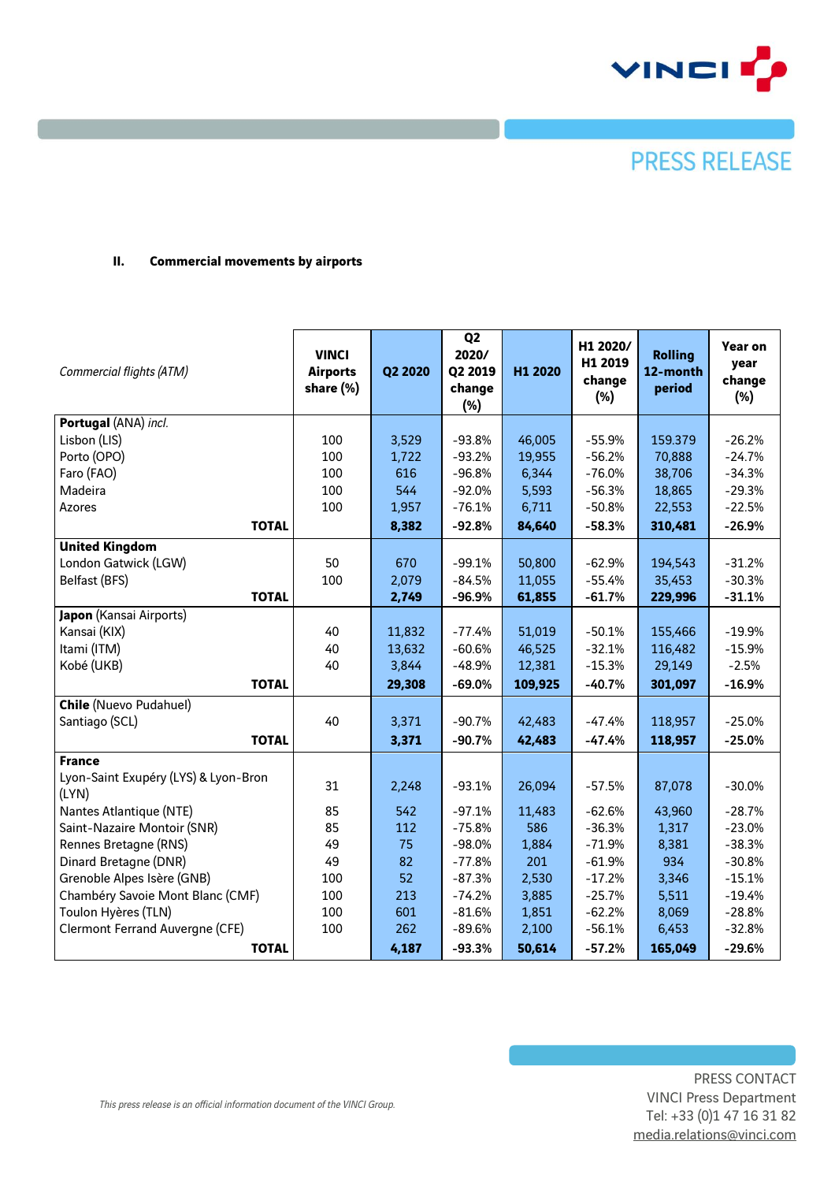## II. Commercial movements by airports

| *Commercial flights (ATM)* | VINCI Airports share (%) | Q2 2020 | Q2 2020/ Q2 2019 change (%) | H1 2020 | H1 2020/ H1 2019 change (%) | Rolling 12-month period | Year on year change (%) |
|---|---|---|---|---|---|---|---|
| **Portugal** (ANA) *incl.* | | | | | | | |
| Lisbon (LIS) | 100 | 3,529 | -93.8% | 46,005 | -55.9% | 159.379 | -26.2% |
| Porto (OPO) | 100 | 1,722 | -93.2% | 19,955 | -56.2% | 70,888 | -24.7% |
| Faro (FAO) | 100 | 616 | -96.8% | 6,344 | -76.0% | 38,706 | -34.3% |
| Madeira | 100 | 544 | -92.0% | 5,593 | -56.3% | 18,865 | -29.3% |
| Azores | 100 | 1,957 | -76.1% | 6,711 | -50.8% | 22,553 | -22.5% |
| **TOTAL** | | **8,382** | **-92.8%** | **84,640** | **-58.3%** | **310,481** | **-26.9%** |
| **United Kingdom** | | | | | | | |
| London Gatwick (LGW) | 50 | 670 | -99.1% | 50,800 | -62.9% | 194,543 | -31.2% |
| Belfast (BFS) | 100 | 2,079 | -84.5% | 11,055 | -55.4% | 35,453 | -30.3% |
| **TOTAL** | | **2,749** | **-96.9%** | **61,855** | **-61.7%** | **229,996** | **-31.1%** |
| **Japon** (Kansai Airports) | | | | | | | |
| Kansai (KIX) | 40 | 11,832 | -77.4% | 51,019 | -50.1% | 155,466 | -19.9% |
| Itami (ITM) | 40 | 13,632 | -60.6% | 46,525 | -32.1% | 116,482 | -15.9% |
| Kobé (UKB) | 40 | 3,844 | -48.9% | 12,381 | -15.3% | 29,149 | -2.5% |
| **TOTAL** | | **29,308** | **-69.0%** | **109,925** | **-40.7%** | **301,097** | **-16.9%** |
| **Chile** (Nuevo Pudahuel) | | | | | | | |
| Santiago (SCL) | 40 | 3,371 | -90.7% | 42,483 | -47.4% | 118,957 | -25.0% |
| **TOTAL** | | **3,371** | **-90.7%** | **42,483** | **-47.4%** | **118,957** | **-25.0%** |
| **France** | | | | | | | |
| Lyon-Saint Exupéry (LYS) & Lyon-Bron (LYN) | 31 | 2,248 | -93.1% | 26,094 | -57.5% | 87,078 | -30.0% |
| Nantes Atlantique (NTE) | 85 | 542 | -97.1% | 11,483 | -62.6% | 43,960 | -28.7% |
| Saint-Nazaire Montoir (SNR) | 85 | 112 | -75.8% | 586 | -36.3% | 1,317 | -23.0% |
| Rennes Bretagne (RNS) | 49 | 75 | -98.0% | 1,884 | -71.9% | 8,381 | -38.3% |
| Dinard Bretagne (DNR) | 49 | 82 | -77.8% | 201 | -61.9% | 934 | -30.8% |
| Grenoble Alpes Isère (GNB) | 100 | 52 | -87.3% | 2,530 | -17.2% | 3,346 | -15.1% |
| Chambéry Savoie Mont Blanc (CMF) | 100 | 213 | -74.2% | 3,885 | -25.7% | 5,511 | -19.4% |
| Toulon Hyères (TLN) | 100 | 601 | -81.6% | 1,851 | -62.2% | 8,069 | -28.8% |
| Clermont Ferrand Auvergne (CFE) | 100 | 262 | -89.6% | 2,100 | -56.1% | 6,453 | -32.8% |
| **TOTAL** | | **4,187** | **-93.3%** | **50,614** | **-57.2%** | **165,049** | **-29.6%** |

*This press release is an official information document of the VINCI Group.*

PRESS CONTACT
VINCI Press Department
Tel: +33 (0)1 47 16 31 82
media.relations@vinci.com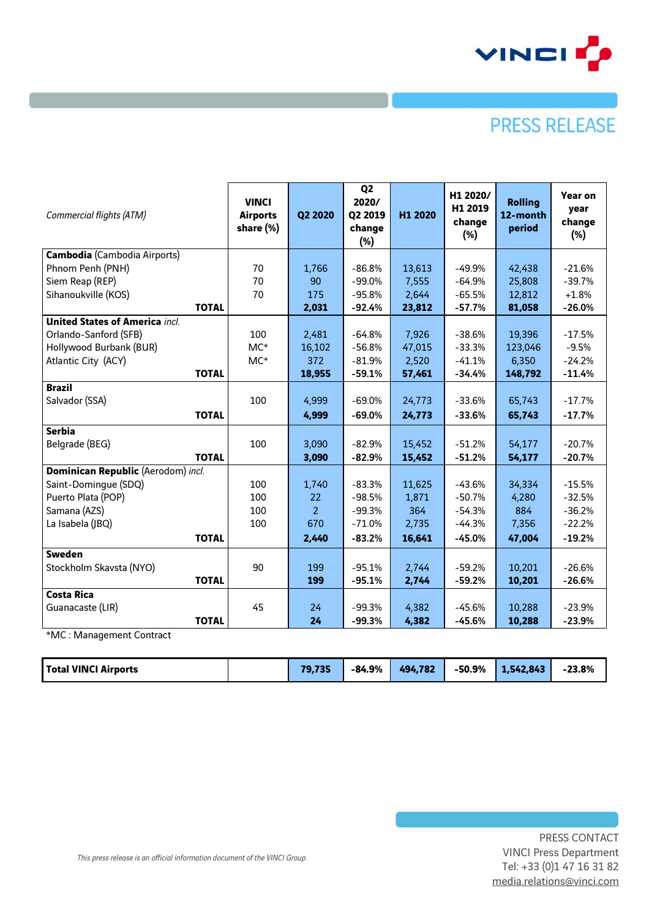PRESS RELEASE

| *Commercial flights (ATM)* | VINCI Airports share (%) | Q2 2020 | Q2 2020/ Q2 2019 change (%) | H1 2020 | H1 2020/ H1 2019 change (%) | Rolling 12-month period | Year on year change (%) |
|---|---|---|---|---|---|---|---|
| **Cambodia** (Cambodia Airports) | | | | | | | |
| Phnom Penh (PNH) | 70 | 1,766 | -86.8% | 13,613 | -49.9% | 42,438 | -21.6% |
| Siem Reap (REP) | 70 | 90 | -99.0% | 7,555 | -64.9% | 25,808 | -39.7% |
| Sihanoukville (KOS) | 70 | 175 | -95.8% | 2,644 | -65.5% | 12,812 | +1.8% |
| **TOTAL** | | **2,031** | **-92.4%** | **23,812** | **-57.7%** | **81,058** | **-26.0%** |
| **United States of America** *incl.* | | | | | | | |
| Orlando-Sanford (SFB) | 100 | 2,481 | -64.8% | 7,926 | -38.6% | 19,396 | -17.5% |
| Hollywood Burbank (BUR) | MC* | 16,102 | -56.8% | 47,015 | -33.3% | 123,046 | -9.5% |
| Atlantic City (ACY) | MC* | 372 | -81.9% | 2,520 | -41.1% | 6,350 | -24.2% |
| **TOTAL** | | **18,955** | **-59.1%** | **57,461** | **-34.4%** | **148,792** | **-11.4%** |
| **Brazil** | | | | | | | |
| Salvador (SSA) | 100 | 4,999 | -69.0% | 24,773 | -33.6% | 65,743 | -17.7% |
| **TOTAL** | | **4,999** | **-69.0%** | **24,773** | **-33.6%** | **65,743** | **-17.7%** |
| **Serbia** | | | | | | | |
| Belgrade (BEG) | 100 | 3,090 | -82.9% | 15,452 | -51.2% | 54,177 | -20.7% |
| **TOTAL** | | **3,090** | **-82.9%** | **15,452** | **-51.2%** | **54,177** | **-20.7%** |
| **Dominican Republic** (Aerodom) *incl.* | | | | | | | |
| Saint-Domingue (SDQ) | 100 | 1,740 | -83.3% | 11,625 | -43.6% | 34,334 | -15.5% |
| Puerto Plata (POP) | 100 | 22 | -98.5% | 1,871 | -50.7% | 4,280 | -32.5% |
| Samana (AZS) | 100 | 2 | -99.3% | 364 | -54.3% | 884 | -36.2% |
| La Isabela (JBQ) | 100 | 670 | -71.0% | 2,735 | -44.3% | 7,356 | -22.2% |
| **TOTAL** | | **2,440** | **-83.2%** | **16,641** | **-45.0%** | **47,004** | **-19.2%** |
| **Sweden** | | | | | | | |
| Stockholm Skavsta (NYO) | 90 | 199 | -95.1% | 2,744 | -59.2% | 10,201 | -26.6% |
| **TOTAL** | | **199** | **-95.1%** | **2,744** | **-59.2%** | **10,201** | **-26.6%** |
| **Costa Rica** | | | | | | | |
| Guanacaste (LIR) | 45 | 24 | -99.3% | 4,382 | -45.6% | 10,288 | -23.9% |
| **TOTAL** | | **24** | **-99.3%** | **4,382** | **-45.6%** | **10,288** | **-23.9%** |
| **Total VINCI Airports** | | **79,735** | **-84.9%** | **494,782** | **-50.9%** | **1,542,843** | **-23.8%** |

*MC : Management Contract

*This press release is an official information document of the VINCI Group.*

PRESS CONTACT
VINCI Press Department
Tel: +33 (0)1 47 16 31 82
media.relations@vinci.com